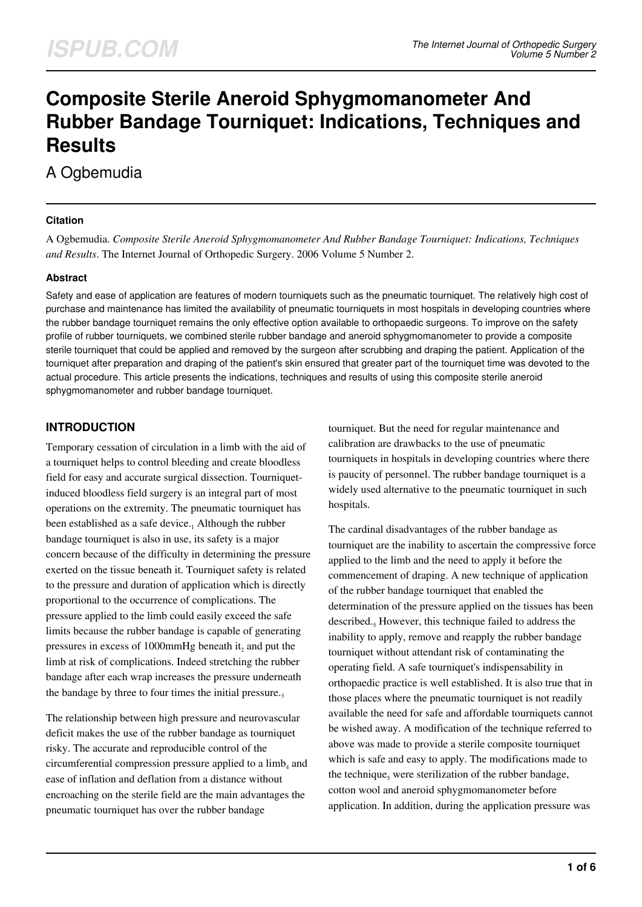# Composite Sterile Aneroid Sphygmomanometer And Rubber Bandage Tourniquet: Indications, Techniques and Results

A Ogbemudia

### Citation

A Ogbemudia. *Composite Sterile Aneroid Sphygmomanometer And Rubber Bandage Tourniquet: Indications, Techniques and Results*. The Internet Journal of Orthopedic Surgery. 2006 Volume 5 Number 2.

### Abstract

Safety and ease of application are features of modern tourniquets such as the pneumatic tourniquet. The relatively high cost of purchase and maintenance has limited the availability of pneumatic tourniquets in most hospitals in developing countries where the rubber bandage tourniquet remains the only effective option available to orthopaedic surgeons. To improve on the safety profile of rubber tourniquets, we combined sterile rubber bandage and aneroid sphygmomanometer to provide a composite sterile tourniquet that could be applied and removed by the surgeon after scrubbing and draping the patient. Application of the tourniquet after preparation and draping of the patient's skin ensured that greater part of the tourniquet time was devoted to the actual procedure. This article presents the indications, techniques and results of using this composite sterile aneroid sphygmomanometer and rubber bandage tourniquet.

## INTRODUCTION

Temporary cessation of circulation in a limb with the aid of a tourniquet helps to control bleeding and create bloodless field for easy and accurate surgical dissection. Tourniquet-induced bloodless field surgery is an integral part of most operations on the extremity. The pneumatic tourniquet has been established as a safe device.[1] Although the rubber bandage tourniquet is also in use, its safety is a major concern because of the difficulty in determining the pressure exerted on the tissue beneath it. Tourniquet safety is related to the pressure and duration of application which is directly proportional to the occurrence of complications. The pressure applied to the limb could easily exceed the safe limits because the rubber bandage is capable of generating pressures in excess of 1000mmHg beneath it[2] and put the limb at risk of complications. Indeed stretching the rubber bandage after each wrap increases the pressure underneath the bandage by three to four times the initial pressure.[3]

The relationship between high pressure and neurovascular deficit makes the use of the rubber bandage as tourniquet risky. The accurate and reproducible control of the circumferential compression pressure applied to a limb[4] and ease of inflation and deflation from a distance without encroaching on the sterile field are the main advantages the pneumatic tourniquet has over the rubber bandage tourniquet. But the need for regular maintenance and calibration are drawbacks to the use of pneumatic tourniquets in hospitals in developing countries where there is paucity of personnel. The rubber bandage tourniquet is a widely used alternative to the pneumatic tourniquet in such hospitals.

The cardinal disadvantages of the rubber bandage as tourniquet are the inability to ascertain the compressive force applied to the limb and the need to apply it before the commencement of draping. A new technique of application of the rubber bandage tourniquet that enabled the determination of the pressure applied on the tissues has been described.[5] However, this technique failed to address the inability to apply, remove and reapply the rubber bandage tourniquet without attendant risk of contaminating the operating field. A safe tourniquet's indispensability in orthopaedic practice is well established. It is also true that in those places where the pneumatic tourniquet is not readily available the need for safe and affordable tourniquets cannot be wished away. A modification of the technique referred to above was made to provide a sterile composite tourniquet which is safe and easy to apply. The modifications made to the technique[5] were sterilization of the rubber bandage, cotton wool and aneroid sphygmomanometer before application. In addition, during the application pressure was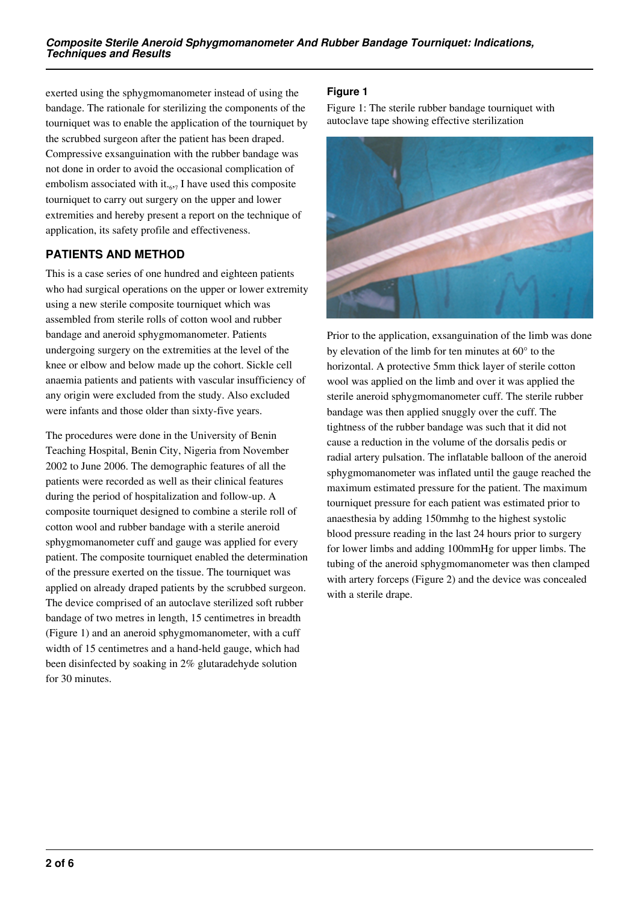exerted using the sphygmomanometer instead of using the bandage. The rationale for sterilizing the components of the tourniquet was to enable the application of the tourniquet by the scrubbed surgeon after the patient has been draped. Compressive exsanguination with the rubber bandage was not done in order to avoid the occasional complication of embolism associated with it.[6,7] I have used this composite tourniquet to carry out surgery on the upper and lower extremities and hereby present a report on the technique of application, its safety profile and effectiveness.

## PATIENTS AND METHOD

This is a case series of one hundred and eighteen patients who had surgical operations on the upper or lower extremity using a new sterile composite tourniquet which was assembled from sterile rolls of cotton wool and rubber bandage and aneroid sphygmomanometer. Patients undergoing surgery on the extremities at the level of the knee or elbow and below made up the cohort. Sickle cell anaemia patients and patients with vascular insufficiency of any origin were excluded from the study. Also excluded were infants and those older than sixty-five years.

The procedures were done in the University of Benin Teaching Hospital, Benin City, Nigeria from November 2002 to June 2006. The demographic features of all the patients were recorded as well as their clinical features during the period of hospitalization and follow-up. A composite tourniquet designed to combine a sterile roll of cotton wool and rubber bandage with a sterile aneroid sphygmomanometer cuff and gauge was applied for every patient. The composite tourniquet enabled the determination of the pressure exerted on the tissue. The tourniquet was applied on already draped patients by the scrubbed surgeon. The device comprised of an autoclave sterilized soft rubber bandage of two metres in length, 15 centimetres in breadth (Figure 1) and an aneroid sphygmomanometer, with a cuff width of 15 centimetres and a hand-held gauge, which had been disinfected by soaking in 2% glutaradehyde solution for 30 minutes.

**Figure 1**

Figure 1: The sterile rubber bandage tourniquet with autoclave tape showing effective sterilization

Prior to the application, exsanguination of the limb was done by elevation of the limb for ten minutes at 60° to the horizontal. A protective 5mm thick layer of sterile cotton wool was applied on the limb and over it was applied the sterile aneroid sphygmomanometer cuff. The sterile rubber bandage was then applied snuggly over the cuff. The tightness of the rubber bandage was such that it did not cause a reduction in the volume of the dorsalis pedis or radial artery pulsation. The inflatable balloon of the aneroid sphygmomanometer was inflated until the gauge reached the maximum estimated pressure for the patient. The maximum tourniquet pressure for each patient was estimated prior to anaesthesia by adding 150mmhg to the highest systolic blood pressure reading in the last 24 hours prior to surgery for lower limbs and adding 100mmHg for upper limbs. The tubing of the aneroid sphygmomanometer was then clamped with artery forceps (Figure 2) and the device was concealed with a sterile drape.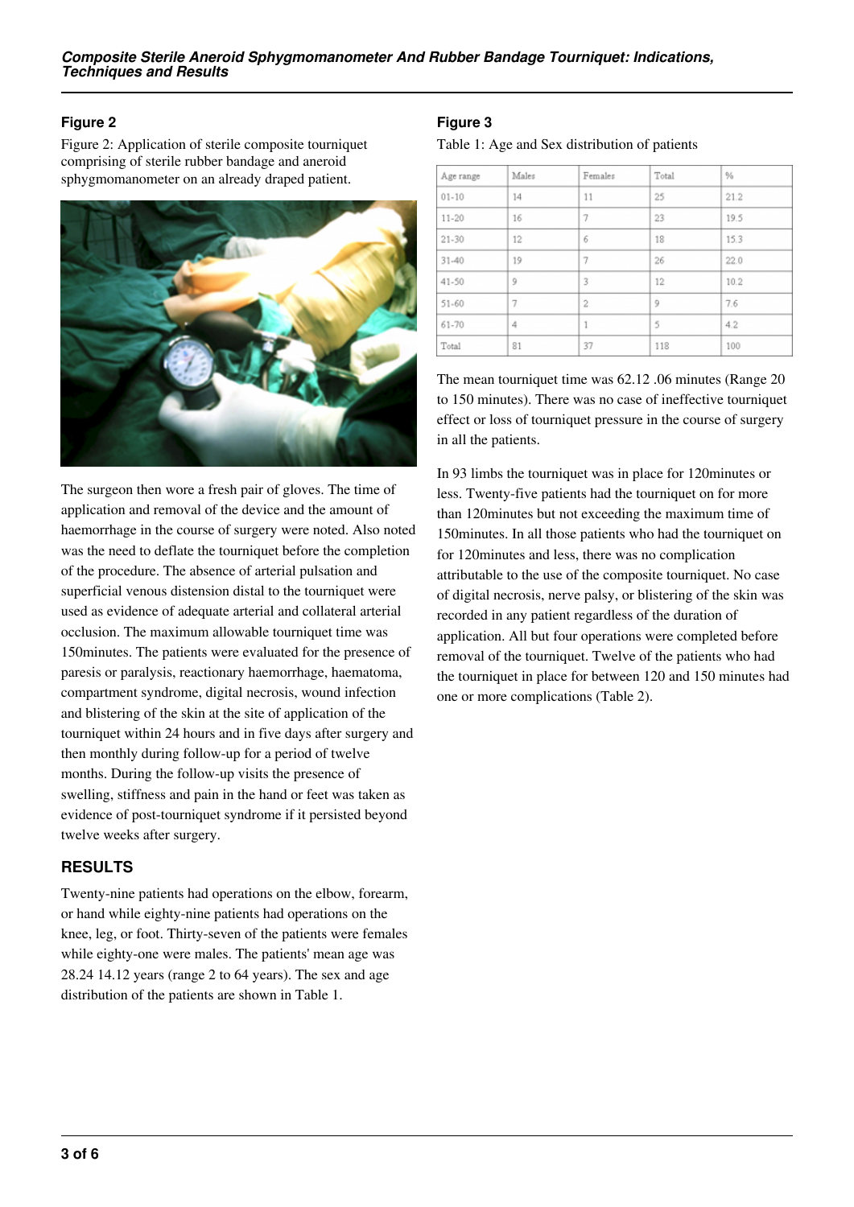## Figure 2

Figure 2: Application of sterile composite tourniquet comprising of sterile rubber bandage and aneroid sphygmomanometer on an already draped patient.

The surgeon then wore a fresh pair of gloves. The time of application and removal of the device and the amount of haemorrhage in the course of surgery were noted. Also noted was the need to deflate the tourniquet before the completion of the procedure. The absence of arterial pulsation and superficial venous distension distal to the tourniquet were used as evidence of adequate arterial and collateral arterial occlusion. The maximum allowable tourniquet time was 150minutes. The patients were evaluated for the presence of paresis or paralysis, reactionary haemorrhage, haematoma, compartment syndrome, digital necrosis, wound infection and blistering of the skin at the site of application of the tourniquet within 24 hours and in five days after surgery and then monthly during follow-up for a period of twelve months. During the follow-up visits the presence of swelling, stiffness and pain in the hand or feet was taken as evidence of post-tourniquet syndrome if it persisted beyond twelve weeks after surgery.

## RESULTS

Twenty-nine patients had operations on the elbow, forearm, or hand while eighty-nine patients had operations on the knee, leg, or foot. Thirty-seven of the patients were females while eighty-one were males. The patients' mean age was 28.24 14.12 years (range 2 to 64 years). The sex and age distribution of the patients are shown in Table 1.

## Figure 3

Table 1: Age and Sex distribution of patients

| Age range | Males | Females | Total | % |
|---|---|---|---|---|
| 01-10 | 14 | 11 | 25 | 21.2 |
| 11-20 | 16 | 7 | 23 | 19.5 |
| 21-30 | 12 | 6 | 18 | 15.3 |
| 31-40 | 19 | 7 | 26 | 22.0 |
| 41-50 | 9 | 3 | 12 | 10.2 |
| 51-60 | 7 | 2 | 9 | 7.6 |
| 61-70 | 4 | 1 | 5 | 4.2 |
| Total | 81 | 37 | 118 | 100 |

The mean tourniquet time was 62.12 .06 minutes (Range 20 to 150 minutes). There was no case of ineffective tourniquet effect or loss of tourniquet pressure in the course of surgery in all the patients.

In 93 limbs the tourniquet was in place for 120minutes or less. Twenty-five patients had the tourniquet on for more than 120minutes but not exceeding the maximum time of 150minutes. In all those patients who had the tourniquet on for 120minutes and less, there was no complication attributable to the use of the composite tourniquet. No case of digital necrosis, nerve palsy, or blistering of the skin was recorded in any patient regardless of the duration of application. All but four operations were completed before removal of the tourniquet. Twelve of the patients who had the tourniquet in place for between 120 and 150 minutes had one or more complications (Table 2).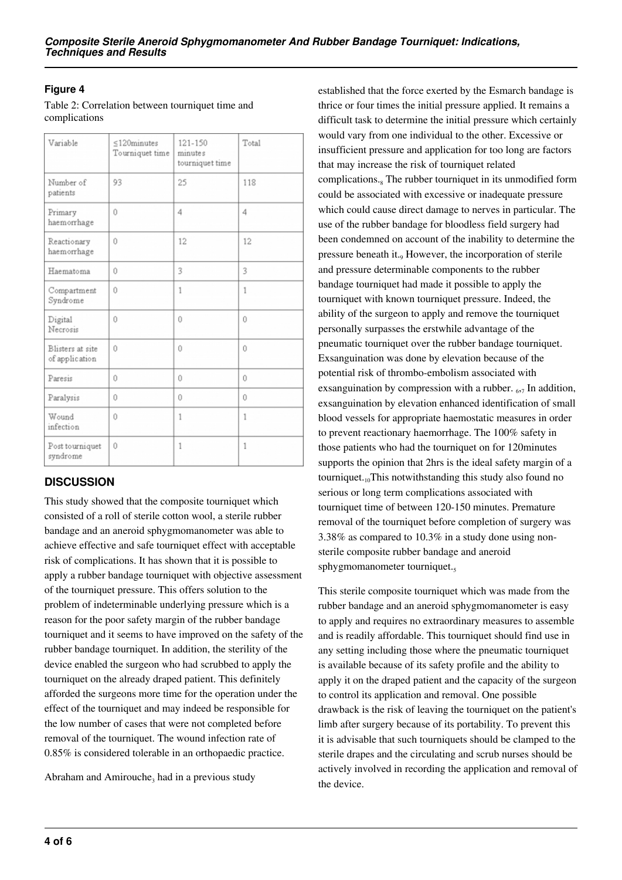## Figure 4

Table 2: Correlation between tourniquet time and complications

| Variable | ≤120minutes Tourniquet time | 121-150 minutes tourniquet time | Total |
|---|---|---|---|
| Number of patients | 93 | 25 | 118 |
| Primary haemorrhage | 0 | 4 | 4 |
| Reactionary haemorrhage | 0 | 12 | 12 |
| Haematoma | 0 | 3 | 3 |
| Compartment Syndrome | 0 | 1 | 1 |
| Digital Necrosis | 0 | 0 | 0 |
| Blisters at site of application | 0 | 0 | 0 |
| Paresis | 0 | 0 | 0 |
| Paralysis | 0 | 0 | 0 |
| Wound infection | 0 | 1 | 1 |
| Post tourniquet syndrome | 0 | 1 | 1 |

## DISCUSSION

This study showed that the composite tourniquet which consisted of a roll of sterile cotton wool, a sterile rubber bandage and an aneroid sphygmomanometer was able to achieve effective and safe tourniquet effect with acceptable risk of complications. It has shown that it is possible to apply a rubber bandage tourniquet with objective assessment of the tourniquet pressure. This offers solution to the problem of indeterminable underlying pressure which is a reason for the poor safety margin of the rubber bandage tourniquet and it seems to have improved on the safety of the rubber bandage tourniquet. In addition, the sterility of the device enabled the surgeon who had scrubbed to apply the tourniquet on the already draped patient. This definitely afforded the surgeons more time for the operation under the effect of the tourniquet and may indeed be responsible for the low number of cases that were not completed before removal of the tourniquet. The wound infection rate of 0.85% is considered tolerable in an orthopaedic practice.

Abraham and Amirouche[3] had in a previous study established that the force exerted by the Esmarch bandage is thrice or four times the initial pressure applied. It remains a difficult task to determine the initial pressure which certainly would vary from one individual to the other. Excessive or insufficient pressure and application for too long are factors that may increase the risk of tourniquet related complications.[8] The rubber tourniquet in its unmodified form could be associated with excessive or inadequate pressure which could cause direct damage to nerves in particular. The use of the rubber bandage for bloodless field surgery had been condemned on account of the inability to determine the pressure beneath it.[9] However, the incorporation of sterile and pressure determinable components to the rubber bandage tourniquet had made it possible to apply the tourniquet with known tourniquet pressure. Indeed, the ability of the surgeon to apply and remove the tourniquet personally surpasses the erstwhile advantage of the pneumatic tourniquet over the rubber bandage tourniquet. Exsanguination was done by elevation because of the potential risk of thrombo-embolism associated with exsanguination by compression with a rubber. [6,7] In addition, exsanguination by elevation enhanced identification of small blood vessels for appropriate haemostatic measures in order to prevent reactionary haemorrhage. The 100% safety in those patients who had the tourniquet on for 120minutes supports the opinion that 2hrs is the ideal safety margin of a tourniquet.[10]This notwithstanding this study also found no serious or long term complications associated with tourniquet time of between 120-150 minutes. Premature removal of the tourniquet before completion of surgery was 3.38% as compared to 10.3% in a study done using non-sterile composite rubber bandage and aneroid sphygmomanometer tourniquet.[5]

This sterile composite tourniquet which was made from the rubber bandage and an aneroid sphygmomanometer is easy to apply and requires no extraordinary measures to assemble and is readily affordable. This tourniquet should find use in any setting including those where the pneumatic tourniquet is available because of its safety profile and the ability to apply it on the draped patient and the capacity of the surgeon to control its application and removal. One possible drawback is the risk of leaving the tourniquet on the patient's limb after surgery because of its portability. To prevent this it is advisable that such tourniquets should be clamped to the sterile drapes and the circulating and scrub nurses should be actively involved in recording the application and removal of the device.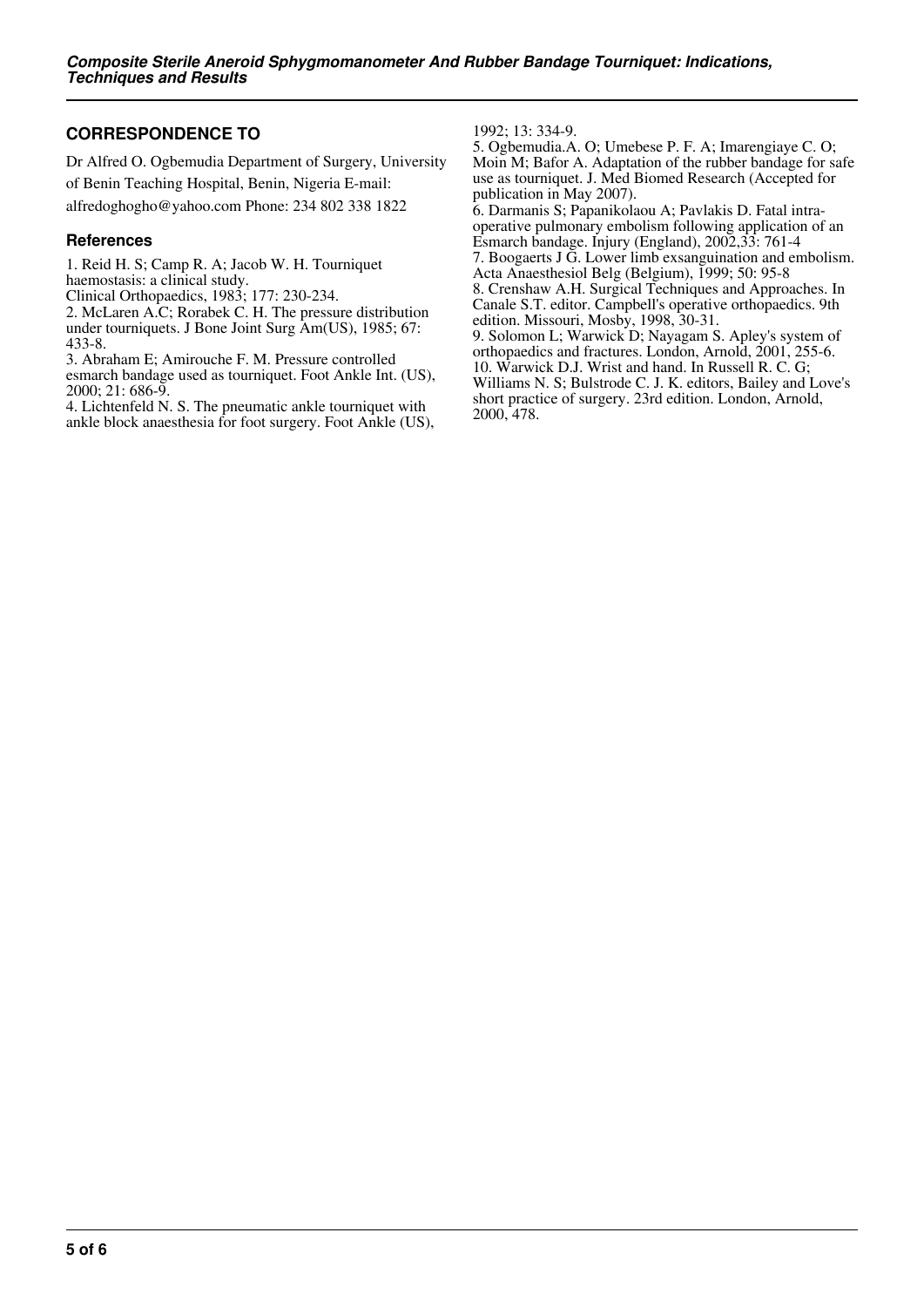## CORRESPONDENCE TO

Dr Alfred O. Ogbemudia Department of Surgery, University of Benin Teaching Hospital, Benin, Nigeria E-mail: alfredoghogho@yahoo.com Phone: 234 802 338 1822

### References

1. Reid H. S; Camp R. A; Jacob W. H. Tourniquet haemostasis: a clinical study.
Clinical Orthopaedics, 1983; 177: 230-234.
2. McLaren A.C; Rorabek C. H. The pressure distribution under tourniquets. J Bone Joint Surg Am(US), 1985; 67: 433-8.
3. Abraham E; Amirouche F. M. Pressure controlled esmarch bandage used as tourniquet. Foot Ankle Int. (US), 2000; 21: 686-9.
4. Lichtenfeld N. S. The pneumatic ankle tourniquet with ankle block anaesthesia for foot surgery. Foot Ankle (US), 1992; 13: 334-9.
5. Ogbemudia.A. O; Umebese P. F. A; Imarengiaye C. O; Moin M; Bafor A. Adaptation of the rubber bandage for safe use as tourniquet. J. Med Biomed Research (Accepted for publication in May 2007).
6. Darmanis S; Papanikolaou A; Pavlakis D. Fatal intra-operative pulmonary embolism following application of an Esmarch bandage. Injury (England), 2002,33: 761-4
7. Boogaerts J G. Lower limb exsanguination and embolism. Acta Anaesthesiol Belg (Belgium), 1999; 50: 95-8
8. Crenshaw A.H. Surgical Techniques and Approaches. In Canale S.T. editor. Campbell's operative orthopaedics. 9th edition. Missouri, Mosby, 1998, 30-31.
9. Solomon L; Warwick D; Nayagam S. Apley's system of orthopaedics and fractures. London, Arnold, 2001, 255-6.
10. Warwick D.J. Wrist and hand. In Russell R. C. G; Williams N. S; Bulstrode C. J. K. editors, Bailey and Love's short practice of surgery. 23rd edition. London, Arnold, 2000, 478.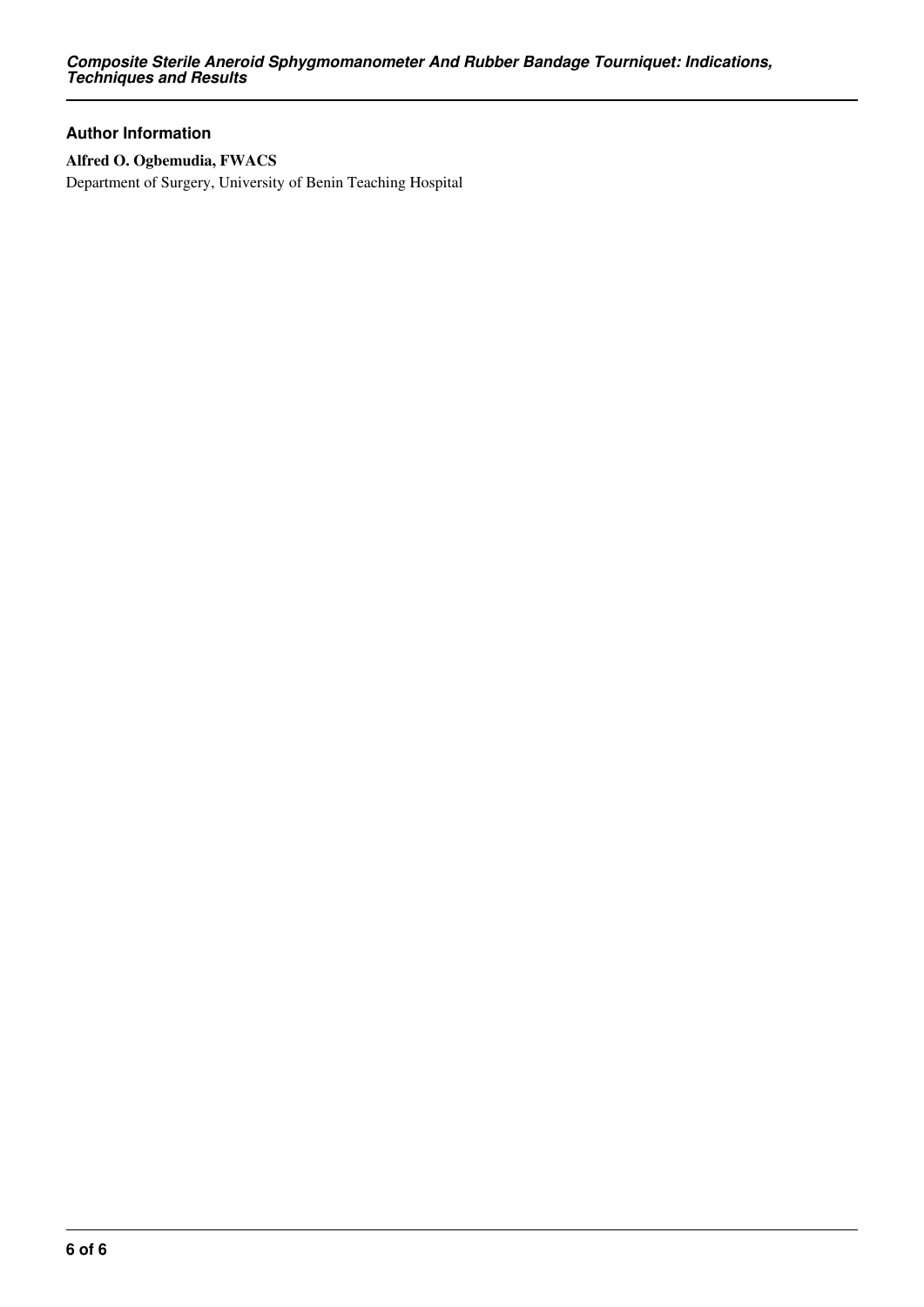## Author Information

**Alfred O. Ogbemudia, FWACS**

Department of Surgery, University of Benin Teaching Hospital